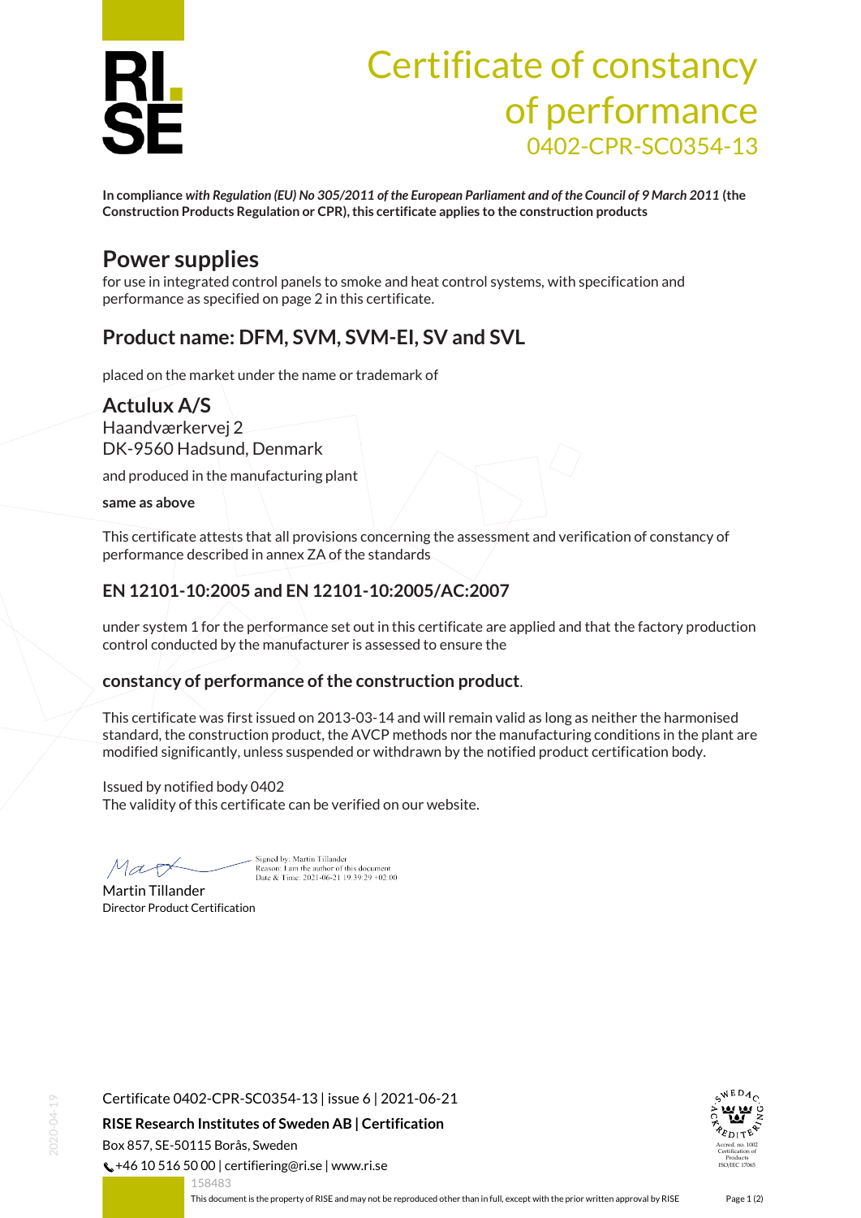# Certificate of constancy of performance

0402-CPR-SC0354-13

**In compliance** ***with Regulation (EU) No 305/2011 of the European Parliament and of the Council of 9 March 2011*** **(the Construction Products Regulation or CPR), this certificate applies to the construction products**

## Power supplies

for use in integrated control panels to smoke and heat control systems, with specification and performance as specified on page 2 in this certificate.

## Product name: DFM, SVM, SVM-EI, SV and SVL

placed on the market under the name or trademark of

### Actulux A/S

Haandværkervej 2
DK-9560 Hadsund, Denmark

and produced in the manufacturing plant

**same as above**

This certificate attests that all provisions concerning the assessment and verification of constancy of performance described in annex ZA of the standards

### EN 12101-10:2005 and EN 12101-10:2005/AC:2007

under system 1 for the performance set out in this certificate are applied and that the factory production control conducted by the manufacturer is assessed to ensure the

### constancy of performance of the construction product.

This certificate was first issued on 2013-03-14 and will remain valid as long as neither the harmonised standard, the construction product, the AVCP methods nor the manufacturing conditions in the plant are modified significantly, unless suspended or withdrawn by the notified product certification body.

Issued by notified body 0402
The validity of this certificate can be verified on our website.

Signed by: Martin Tillander
Reason: I am the author of this document
Date & Time: 2021-06-21 19:39:29 +02:00

Martin Tillander
Director Product Certification

Certificate 0402-CPR-SC0354-13 | issue 6 | 2021-06-21

**RISE Research Institutes of Sweden AB | Certification**

Box 857, SE-50115 Borås, Sweden
+46 10 516 50 00 | certifiering@ri.se | www.ri.se

Accred. no. 1002 Certification of Products ISO/IEC 17065

158483

This document is the property of RISE and may not be reproduced other than in full, except with the prior written approval by RISE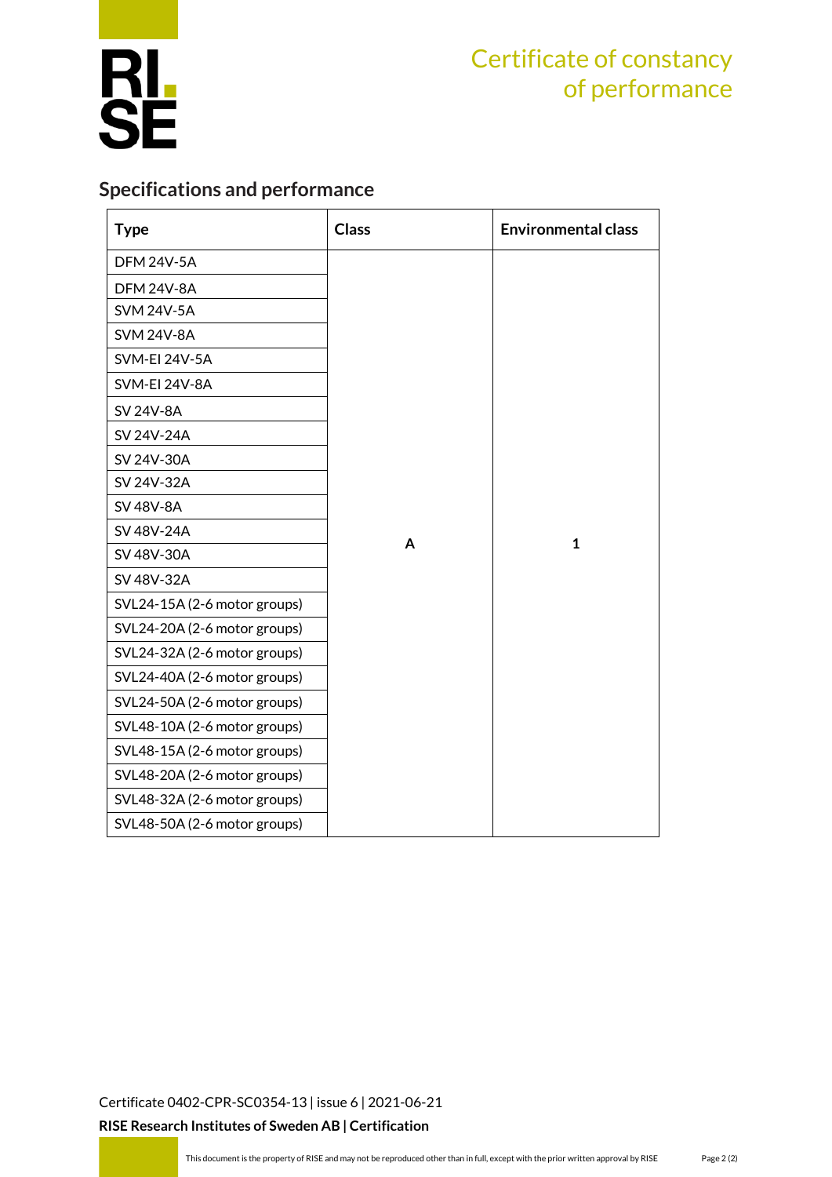# Certificate of constancy of performance

## Specifications and performance

| Type | Class | Environmental class |
|---|---|---|
| DFM 24V-5A | A | 1 |
| DFM 24V-8A | | |
| SVM 24V-5A | | |
| SVM 24V-8A | | |
| SVM-EI 24V-5A | | |
| SVM-EI 24V-8A | | |
| SV 24V-8A | | |
| SV 24V-24A | | |
| SV 24V-30A | | |
| SV 24V-32A | | |
| SV 48V-8A | | |
| SV 48V-24A | | |
| SV 48V-30A | | |
| SV 48V-32A | | |
| SVL24-15A (2-6 motor groups) | | |
| SVL24-20A (2-6 motor groups) | | |
| SVL24-32A (2-6 motor groups) | | |
| SVL24-40A (2-6 motor groups) | | |
| SVL24-50A (2-6 motor groups) | | |
| SVL48-10A (2-6 motor groups) | | |
| SVL48-15A (2-6 motor groups) | | |
| SVL48-20A (2-6 motor groups) | | |
| SVL48-32A (2-6 motor groups) | | |
| SVL48-50A (2-6 motor groups) | | |

Certificate 0402-CPR-SC0354-13 | issue 6 | 2021-06-21

**RISE Research Institutes of Sweden AB | Certification**

This document is the property of RISE and may not be reproduced other than in full, except with the prior written approval by RISE